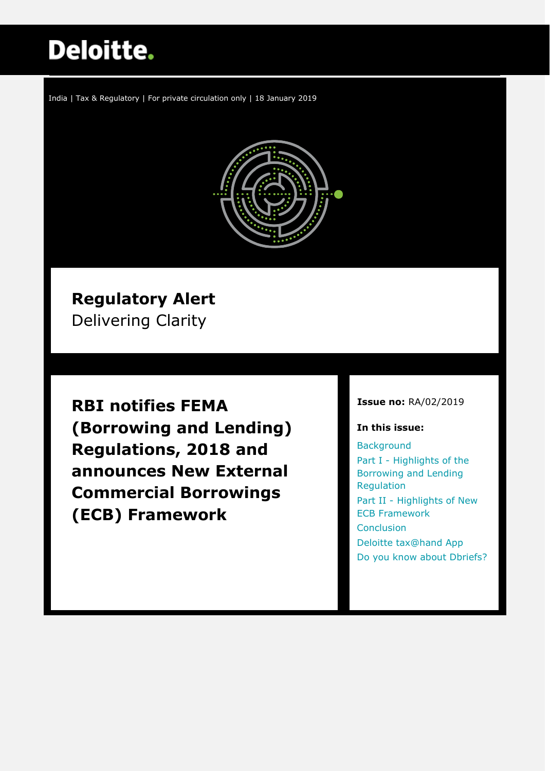# Deloitte.

India | Tax & Regulatory | For private circulation only | 18 January 2019

## Regulatory Alert
Delivering Clarity

# RBI notifies FEMA (Borrowing and Lending) Regulations, 2018 and announces New External Commercial Borrowings (ECB) Framework

**Issue no:** RA/02/2019

**In this issue:**

- Background
- Part I - Highlights of the Borrowing and Lending Regulation
- Part II - Highlights of New ECB Framework
- Conclusion
- Deloitte tax@hand App
- Do you know about Dbriefs?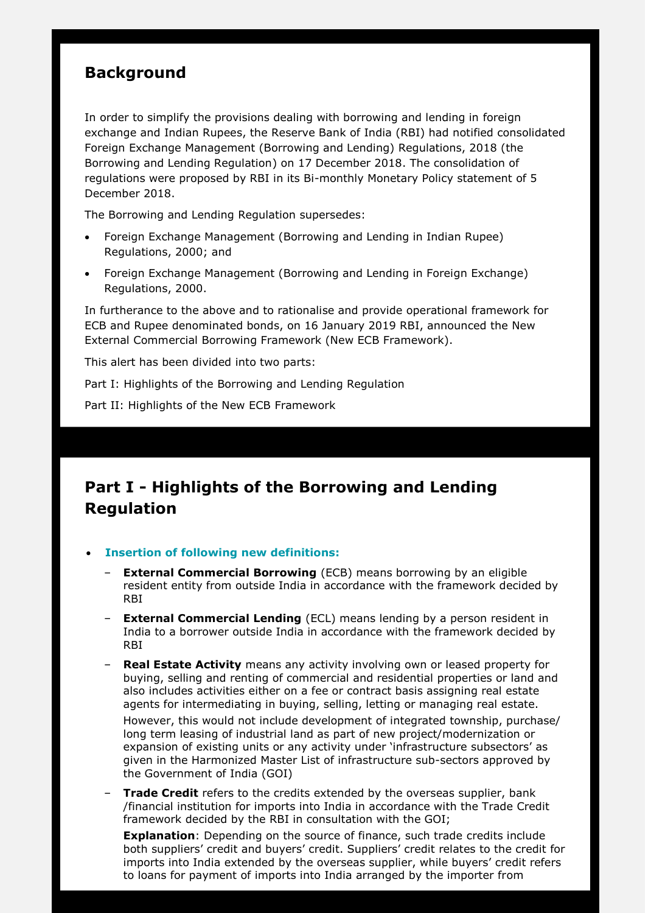## Background

In order to simplify the provisions dealing with borrowing and lending in foreign exchange and Indian Rupees, the Reserve Bank of India (RBI) had notified consolidated Foreign Exchange Management (Borrowing and Lending) Regulations, 2018 (the Borrowing and Lending Regulation) on 17 December 2018. The consolidation of regulations were proposed by RBI in its Bi-monthly Monetary Policy statement of 5 December 2018.

The Borrowing and Lending Regulation supersedes:

- Foreign Exchange Management (Borrowing and Lending in Indian Rupee) Regulations, 2000; and
- Foreign Exchange Management (Borrowing and Lending in Foreign Exchange) Regulations, 2000.

In furtherance to the above and to rationalise and provide operational framework for ECB and Rupee denominated bonds, on 16 January 2019 RBI, announced the New External Commercial Borrowing Framework (New ECB Framework).

This alert has been divided into two parts:

Part I: Highlights of the Borrowing and Lending Regulation

Part II: Highlights of the New ECB Framework

## Part I - Highlights of the Borrowing and Lending Regulation

- **Insertion of following new definitions:**
  - **External Commercial Borrowing** (ECB) means borrowing by an eligible resident entity from outside India in accordance with the framework decided by RBI
  - **External Commercial Lending** (ECL) means lending by a person resident in India to a borrower outside India in accordance with the framework decided by RBI
  - **Real Estate Activity** means any activity involving own or leased property for buying, selling and renting of commercial and residential properties or land and also includes activities either on a fee or contract basis assigning real estate agents for intermediating in buying, selling, letting or managing real estate.

    However, this would not include development of integrated township, purchase/ long term leasing of industrial land as part of new project/modernization or expansion of existing units or any activity under 'infrastructure subsectors' as given in the Harmonized Master List of infrastructure sub-sectors approved by the Government of India (GOI)
  - **Trade Credit** refers to the credits extended by the overseas supplier, bank /financial institution for imports into India in accordance with the Trade Credit framework decided by the RBI in consultation with the GOI;

    **Explanation**: Depending on the source of finance, such trade credits include both suppliers' credit and buyers' credit. Suppliers' credit relates to the credit for imports into India extended by the overseas supplier, while buyers' credit refers to loans for payment of imports into India arranged by the importer from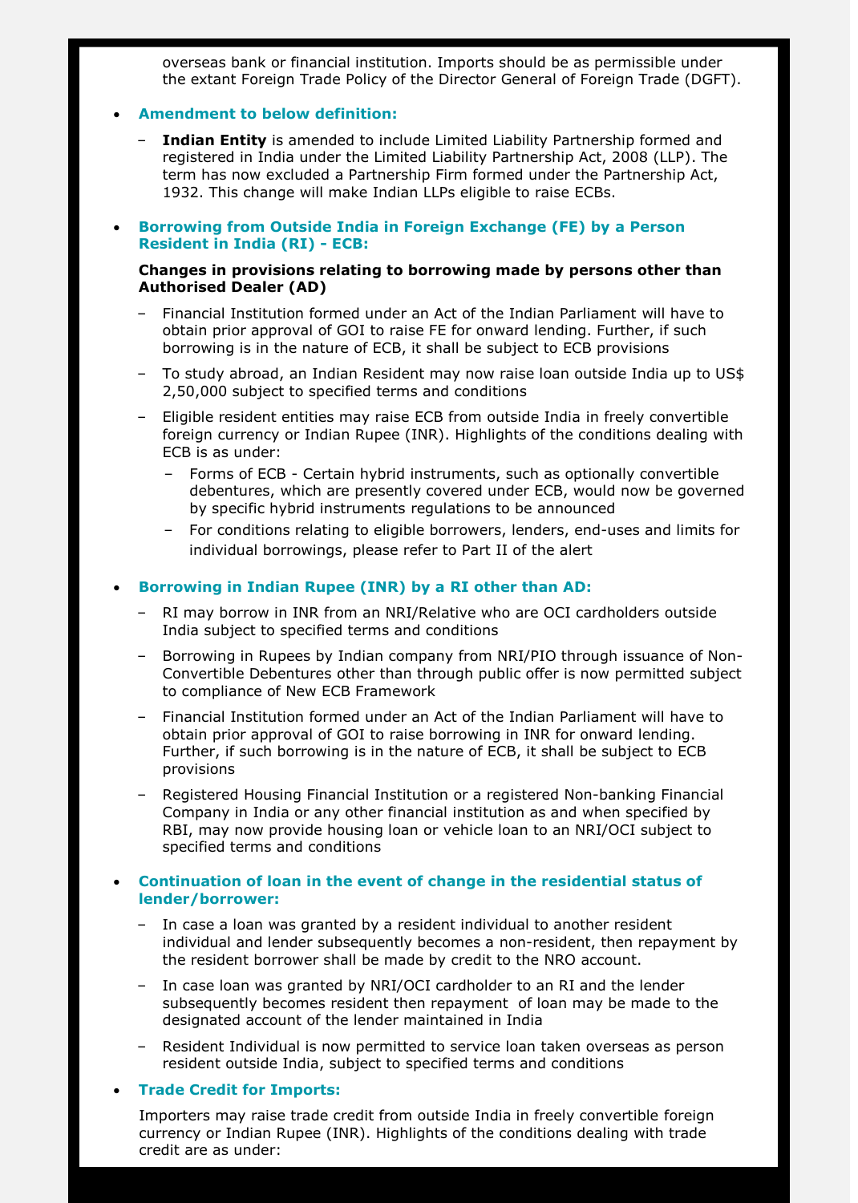overseas bank or financial institution. Imports should be as permissible under the extant Foreign Trade Policy of the Director General of Foreign Trade (DGFT).

- **Amendment to below definition:**
  - **Indian Entity** is amended to include Limited Liability Partnership formed and registered in India under the Limited Liability Partnership Act, 2008 (LLP). The term has now excluded a Partnership Firm formed under the Partnership Act, 1932. This change will make Indian LLPs eligible to raise ECBs.

- **Borrowing from Outside India in Foreign Exchange (FE) by a Person Resident in India (RI) - ECB:**

  **Changes in provisions relating to borrowing made by persons other than Authorised Dealer (AD)**

  - Financial Institution formed under an Act of the Indian Parliament will have to obtain prior approval of GOI to raise FE for onward lending. Further, if such borrowing is in the nature of ECB, it shall be subject to ECB provisions
  - To study abroad, an Indian Resident may now raise loan outside India up to US$ 2,50,000 subject to specified terms and conditions
  - Eligible resident entities may raise ECB from outside India in freely convertible foreign currency or Indian Rupee (INR). Highlights of the conditions dealing with ECB is as under:
    - Forms of ECB - Certain hybrid instruments, such as optionally convertible debentures, which are presently covered under ECB, would now be governed by specific hybrid instruments regulations to be announced
    - For conditions relating to eligible borrowers, lenders, end-uses and limits for individual borrowings, please refer to Part II of the alert

- **Borrowing in Indian Rupee (INR) by a RI other than AD:**
  - RI may borrow in INR from an NRI/Relative who are OCI cardholders outside India subject to specified terms and conditions
  - Borrowing in Rupees by Indian company from NRI/PIO through issuance of Non-Convertible Debentures other than through public offer is now permitted subject to compliance of New ECB Framework
  - Financial Institution formed under an Act of the Indian Parliament will have to obtain prior approval of GOI to raise borrowing in INR for onward lending. Further, if such borrowing is in the nature of ECB, it shall be subject to ECB provisions
  - Registered Housing Financial Institution or a registered Non-banking Financial Company in India or any other financial institution as and when specified by RBI, may now provide housing loan or vehicle loan to an NRI/OCI subject to specified terms and conditions

- **Continuation of loan in the event of change in the residential status of lender/borrower:**
  - In case a loan was granted by a resident individual to another resident individual and lender subsequently becomes a non-resident, then repayment by the resident borrower shall be made by credit to the NRO account.
  - In case loan was granted by NRI/OCI cardholder to an RI and the lender subsequently becomes resident then repayment of loan may be made to the designated account of the lender maintained in India
  - Resident Individual is now permitted to service loan taken overseas as person resident outside India, subject to specified terms and conditions

- **Trade Credit for Imports:**

  Importers may raise trade credit from outside India in freely convertible foreign currency or Indian Rupee (INR). Highlights of the conditions dealing with trade credit are as under: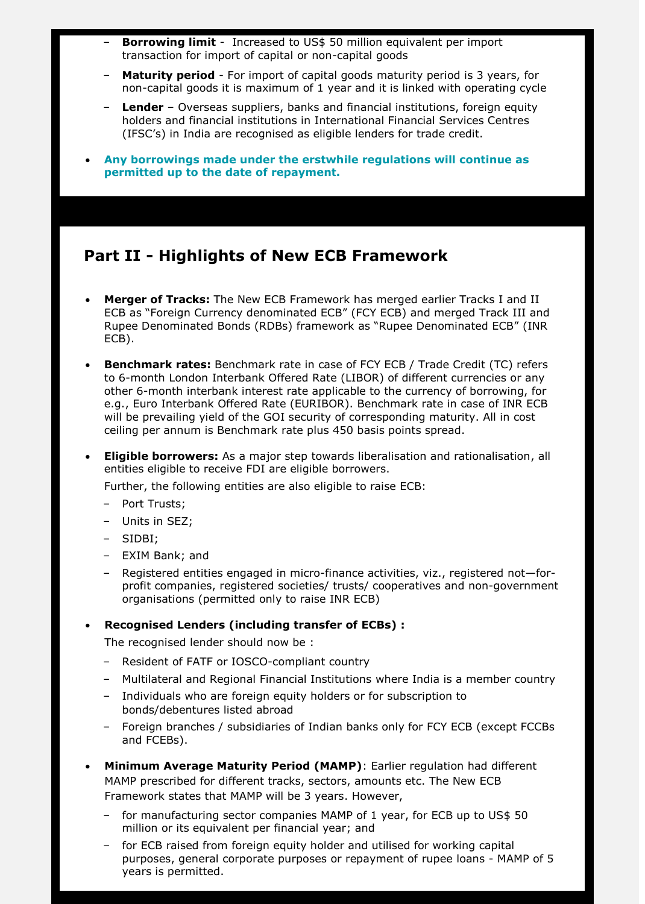- **Borrowing limit** - Increased to US$ 50 million equivalent per import transaction for import of capital or non-capital goods
- **Maturity period** - For import of capital goods maturity period is 3 years, for non-capital goods it is maximum of 1 year and it is linked with operating cycle
- **Lender** – Overseas suppliers, banks and financial institutions, foreign equity holders and financial institutions in International Financial Services Centres (IFSC's) in India are recognised as eligible lenders for trade credit.

- **Any borrowings made under the erstwhile regulations will continue as permitted up to the date of repayment.**

## Part II - Highlights of New ECB Framework

- **Merger of Tracks:** The New ECB Framework has merged earlier Tracks I and II ECB as "Foreign Currency denominated ECB" (FCY ECB) and merged Track III and Rupee Denominated Bonds (RDBs) framework as "Rupee Denominated ECB" (INR ECB).

- **Benchmark rates:** Benchmark rate in case of FCY ECB / Trade Credit (TC) refers to 6-month London Interbank Offered Rate (LIBOR) of different currencies or any other 6-month interbank interest rate applicable to the currency of borrowing, for e.g., Euro Interbank Offered Rate (EURIBOR). Benchmark rate in case of INR ECB will be prevailing yield of the GOI security of corresponding maturity. All in cost ceiling per annum is Benchmark rate plus 450 basis points spread.

- **Eligible borrowers:** As a major step towards liberalisation and rationalisation, all entities eligible to receive FDI are eligible borrowers.

  Further, the following entities are also eligible to raise ECB:

  - Port Trusts;
  - Units in SEZ;
  - SIDBI;
  - EXIM Bank; and
  - Registered entities engaged in micro-finance activities, viz., registered not—for-profit companies, registered societies/ trusts/ cooperatives and non-government organisations (permitted only to raise INR ECB)

- **Recognised Lenders (including transfer of ECBs) :**

  The recognised lender should now be :

  - Resident of FATF or IOSCO-compliant country
  - Multilateral and Regional Financial Institutions where India is a member country
  - Individuals who are foreign equity holders or for subscription to bonds/debentures listed abroad
  - Foreign branches / subsidiaries of Indian banks only for FCY ECB (except FCCBs and FCEBs).

- **Minimum Average Maturity Period (MAMP)**: Earlier regulation had different MAMP prescribed for different tracks, sectors, amounts etc. The New ECB Framework states that MAMP will be 3 years. However,

  - for manufacturing sector companies MAMP of 1 year, for ECB up to US$ 50 million or its equivalent per financial year; and
  - for ECB raised from foreign equity holder and utilised for working capital purposes, general corporate purposes or repayment of rupee loans - MAMP of 5 years is permitted.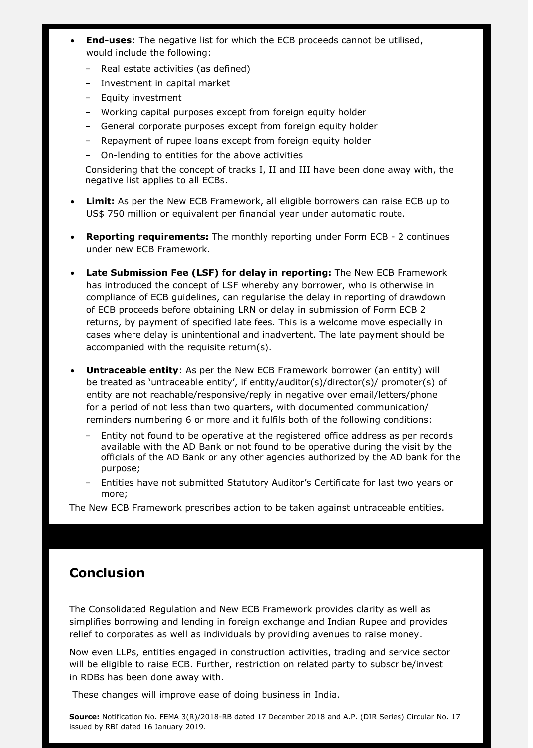- **End-uses**: The negative list for which the ECB proceeds cannot be utilised, would include the following:
  - Real estate activities (as defined)
  - Investment in capital market
  - Equity investment
  - Working capital purposes except from foreign equity holder
  - General corporate purposes except from foreign equity holder
  - Repayment of rupee loans except from foreign equity holder
  - On-lending to entities for the above activities

  Considering that the concept of tracks I, II and III have been done away with, the negative list applies to all ECBs.

- **Limit:** As per the New ECB Framework, all eligible borrowers can raise ECB up to US$ 750 million or equivalent per financial year under automatic route.

- **Reporting requirements:** The monthly reporting under Form ECB - 2 continues under new ECB Framework.

- **Late Submission Fee (LSF) for delay in reporting:** The New ECB Framework has introduced the concept of LSF whereby any borrower, who is otherwise in compliance of ECB guidelines, can regularise the delay in reporting of drawdown of ECB proceeds before obtaining LRN or delay in submission of Form ECB 2 returns, by payment of specified late fees. This is a welcome move especially in cases where delay is unintentional and inadvertent. The late payment should be accompanied with the requisite return(s).

- **Untraceable entity**: As per the New ECB Framework borrower (an entity) will be treated as 'untraceable entity', if entity/auditor(s)/director(s)/ promoter(s) of entity are not reachable/responsive/reply in negative over email/letters/phone for a period of not less than two quarters, with documented communication/ reminders numbering 6 or more and it fulfils both of the following conditions:
  - Entity not found to be operative at the registered office address as per records available with the AD Bank or not found to be operative during the visit by the officials of the AD Bank or any other agencies authorized by the AD bank for the purpose;
  - Entities have not submitted Statutory Auditor's Certificate for last two years or more;

The New ECB Framework prescribes action to be taken against untraceable entities.

## Conclusion

The Consolidated Regulation and New ECB Framework provides clarity as well as simplifies borrowing and lending in foreign exchange and Indian Rupee and provides relief to corporates as well as individuals by providing avenues to raise money.

Now even LLPs, entities engaged in construction activities, trading and service sector will be eligible to raise ECB. Further, restriction on related party to subscribe/invest in RDBs has been done away with.

These changes will improve ease of doing business in India.

**Source:** Notification No. FEMA 3(R)/2018-RB dated 17 December 2018 and A.P. (DIR Series) Circular No. 17 issued by RBI dated 16 January 2019.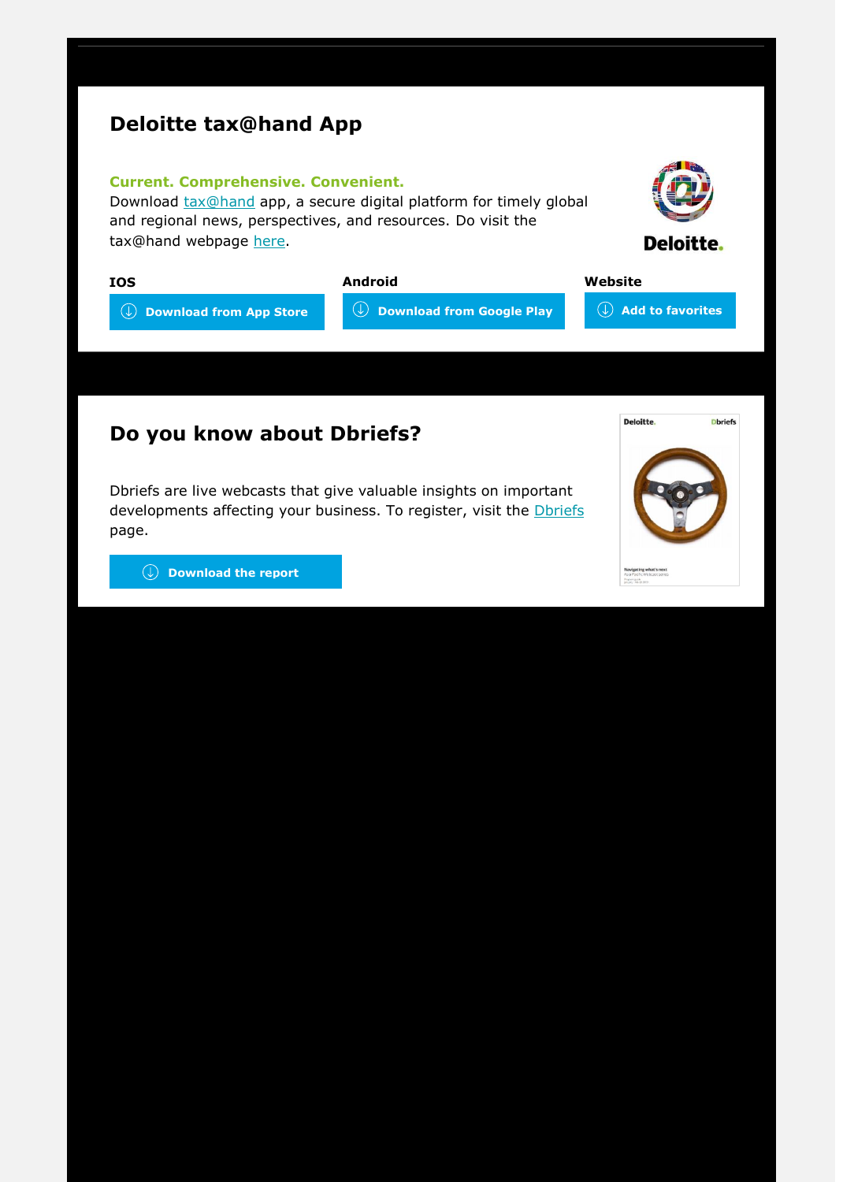## Deloitte tax@hand App

**Current. Comprehensive. Convenient.**
Download tax@hand app, a secure digital platform for timely global and regional news, perspectives, and resources. Do visit the tax@hand webpage here.

Deloitte.

**IOS**

Download from App Store

**Android**

Download from Google Play

**Website**

Add to favorites

## Do you know about Dbriefs?

Dbriefs are live webcasts that give valuable insights on important developments affecting your business. To register, visit the Dbriefs page.

Download the report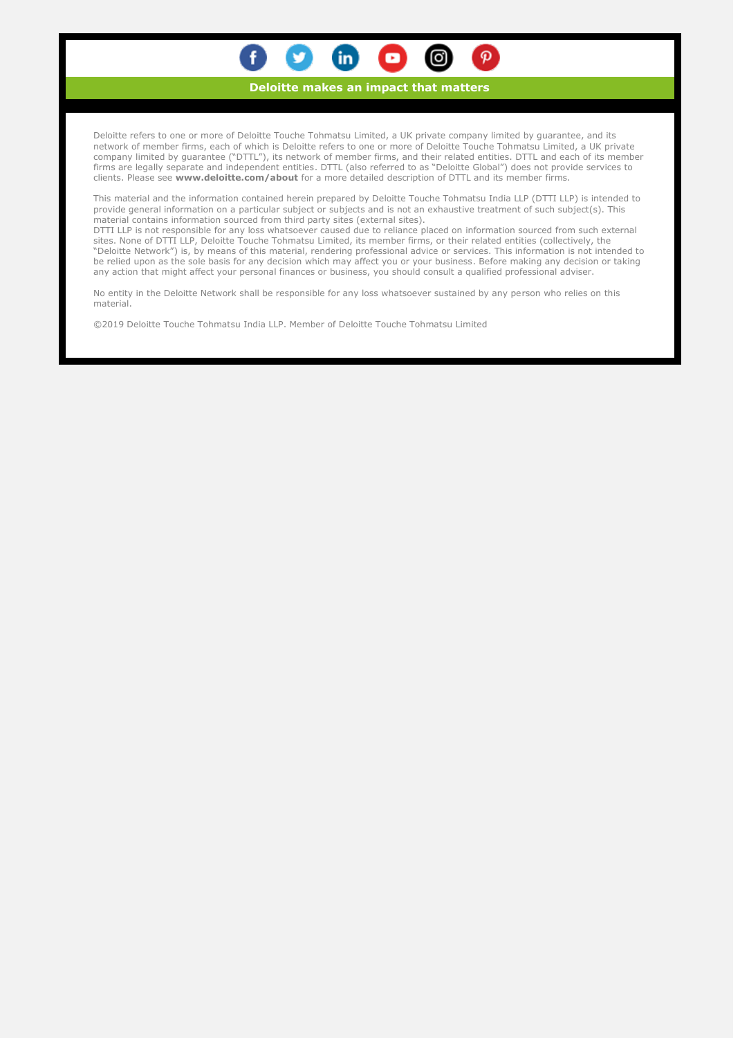**Deloitte makes an impact that matters**

Deloitte refers to one or more of Deloitte Touche Tohmatsu Limited, a UK private company limited by guarantee, and its network of member firms, each of which is Deloitte refers to one or more of Deloitte Touche Tohmatsu Limited, a UK private company limited by guarantee ("DTTL"), its network of member firms, and their related entities. DTTL and each of its member firms are legally separate and independent entities. DTTL (also referred to as "Deloitte Global") does not provide services to clients. Please see **www.deloitte.com/about** for a more detailed description of DTTL and its member firms.

This material and the information contained herein prepared by Deloitte Touche Tohmatsu India LLP (DTTI LLP) is intended to provide general information on a particular subject or subjects and is not an exhaustive treatment of such subject(s). This material contains information sourced from third party sites (external sites).
DTTI LLP is not responsible for any loss whatsoever caused due to reliance placed on information sourced from such external sites. None of DTTI LLP, Deloitte Touche Tohmatsu Limited, its member firms, or their related entities (collectively, the "Deloitte Network") is, by means of this material, rendering professional advice or services. This information is not intended to be relied upon as the sole basis for any decision which may affect you or your business. Before making any decision or taking any action that might affect your personal finances or business, you should consult a qualified professional adviser.

No entity in the Deloitte Network shall be responsible for any loss whatsoever sustained by any person who relies on this material.

©2019 Deloitte Touche Tohmatsu India LLP. Member of Deloitte Touche Tohmatsu Limited